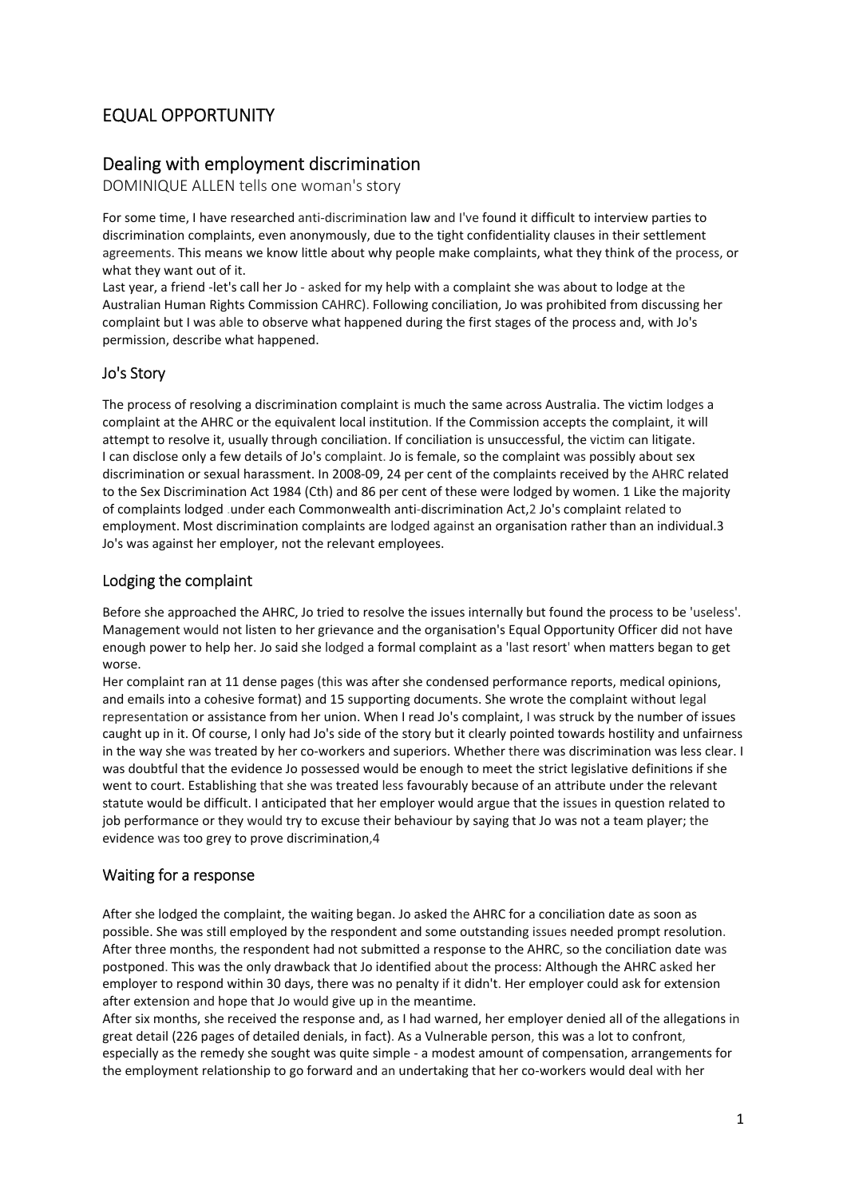# EQUAL OPPORTUNITY

## Dealing with employment discrimination

DOMINIQUE ALLEN tells one woman's story

For some time, I have researched anti-discrimination law and I've found it difficult to interview parties to discrimination complaints, even anonymously, due to the tight confidentiality clauses in their settlement agreements. This means we know little about why people make complaints, what they think of the process, or what they want out of it.

Last year, a friend -let's call her Jo - asked for my help with a complaint she was about to lodge at the Australian Human Rights Commission CAHRC). Following conciliation, Jo was prohibited from discussing her complaint but I was able to observe what happened during the first stages of the process and, with Jo's permission, describe what happened.

### Jo's Story

The process of resolving a discrimination complaint is much the same across Australia. The victim lodges a complaint at the AHRC or the equivalent local institution. If the Commission accepts the complaint, it will attempt to resolve it, usually through conciliation. If conciliation is unsuccessful, the victim can litigate.

I can disclose only a few details of Jo's complaint. Jo is female, so the complaint was possibly about sex discrimination or sexual harassment. In 2008-09, 24 per cent of the complaints received by the AHRC related to the Sex Discrimination Act 1984 (Cth) and 86 per cent of these were lodged by women. 1 Like the majority of complaints lodged under each Commonwealth anti-discrimination Act,2 Jo's complaint related to employment. Most discrimination complaints are lodged against an organisation rather than an individual.3 Jo's was against her employer, not the relevant employees.

### Lodging the complaint

Before she approached the AHRC, Jo tried to resolve the issues internally but found the process to be 'useless'. Management would not listen to her grievance and the organisation's Equal Opportunity Officer did not have enough power to help her. Jo said she lodged a formal complaint as a 'last resort' when matters began to get worse.

Her complaint ran at 11 dense pages (this was after she condensed performance reports, medical opinions, and emails into a cohesive format) and 15 supporting documents. She wrote the complaint without legal representation or assistance from her union. When I read Jo's complaint, I was struck by the number of issues caught up in it. Of course, I only had Jo's side of the story but it clearly pointed towards hostility and unfairness in the way she was treated by her co-workers and superiors. Whether there was discrimination was less clear. I was doubtful that the evidence Jo possessed would be enough to meet the strict legislative definitions if she went to court. Establishing that she was treated less favourably because of an attribute under the relevant statute would be difficult. I anticipated that her employer would argue that the issues in question related to job performance or they would try to excuse their behaviour by saying that Jo was not a team player; the evidence was too grey to prove discrimination,4

### Waiting for a response

After she lodged the complaint, the waiting began. Jo asked the AHRC for a conciliation date as soon as possible. She was still employed by the respondent and some outstanding issues needed prompt resolution. After three months, the respondent had not submitted a response to the AHRC, so the conciliation date was postponed. This was the only drawback that Jo identified about the process: Although the AHRC asked her employer to respond within 30 days, there was no penalty if it didn't. Her employer could ask for extension after extension and hope that Jo would give up in the meantime.

After six months, she received the response and, as I had warned, her employer denied all of the allegations in great detail (226 pages of detailed denials, in fact). As a Vulnerable person, this was a lot to confront, especially as the remedy she sought was quite simple - a modest amount of compensation, arrangements for the employment relationship to go forward and an undertaking that her co-workers would deal with her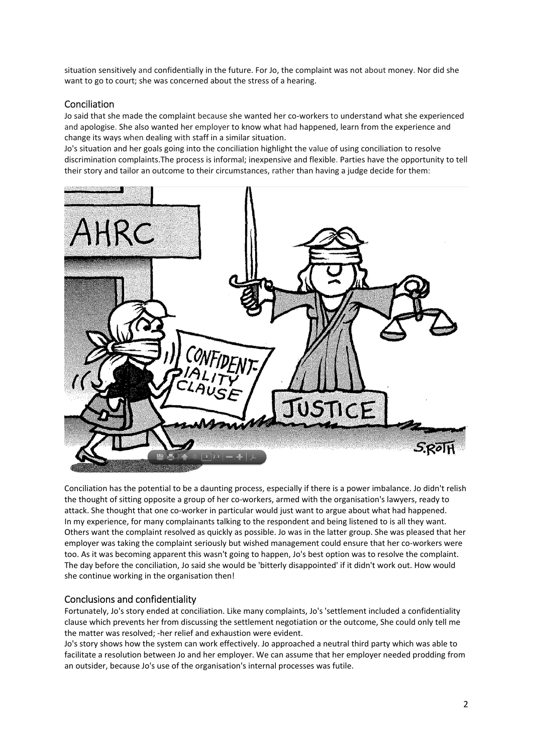situation sensitively and confidentially in the future. For Jo, the complaint was not about money. Nor did she want to go to court; she was concerned about the stress of a hearing.

## Conciliation

Jo said that she made the complaint because she wanted her co-workers to understand what she experienced and apologise. She also wanted her employer to know what had happened, learn from the experience and change its ways when dealing with staff in a similar situation.

Jo's situation and her goals going into the conciliation highlight the value of using conciliation to resolve discrimination complaints.The process is informal; inexpensive and flexible. Parties have the opportunity to tell their story and tailor an outcome to their circumstances, rather than having a judge decide for them:

Conciliation has the potential to be a daunting process, especially if there is a power imbalance. Jo didn't relish the thought of sitting opposite a group of her co-workers, armed with the organisation's lawyers, ready to attack. She thought that one co-worker in particular would just want to argue about what had happened.

In my experience, for many complainants talking to the respondent and being listened to is all they want. Others want the complaint resolved as quickly as possible. Jo was in the latter group. She was pleased that her employer was taking the complaint seriously but wished management could ensure that her co-workers were too. As it was becoming apparent this wasn't going to happen, Jo's best option was to resolve the complaint. The day before the conciliation, Jo said she would be 'bitterly disappointed' if it didn't work out. How would she continue working in the organisation then!

## Conclusions and confidentiality

Fortunately, Jo's story ended at conciliation. Like many complaints, Jo's 'settlement included a confidentiality clause which prevents her from discussing the settlement negotiation or the outcome, She could only tell me the matter was resolved; -her relief and exhaustion were evident.

Jo's story shows how the system can work effectively. Jo approached a neutral third party which was able to facilitate a resolution between Jo and her employer. We can assume that her employer needed prodding from an outsider, because Jo's use of the organisation's internal processes was futile.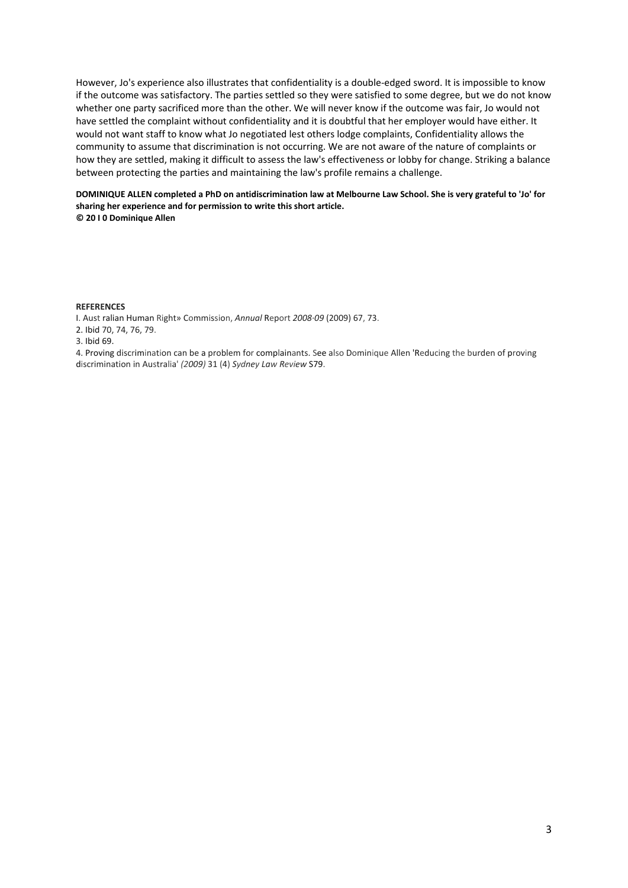However, Jo's experience also illustrates that confidentiality is a double-edged sword. It is impossible to know if the outcome was satisfactory. The parties settled so they were satisfied to some degree, but we do not know whether one party sacrificed more than the other. We will never know if the outcome was fair, Jo would not have settled the complaint without confidentiality and it is doubtful that her employer would have either. It would not want staff to know what Jo negotiated lest others lodge complaints, Confidentiality allows the community to assume that discrimination is not occurring. We are not aware of the nature of complaints or how they are settled, making it difficult to assess the law's effectiveness or lobby for change. Striking a balance between protecting the parties and maintaining the law's profile remains a challenge.

**DOMINIQUE ALLEN completed a PhD on antidiscrimination law at Melbourne Law School. She is very grateful to 'Jo' for sharing her experience and for permission to write this short article.**
**© 20 I 0 Dominique Allen**

**REFERENCES**

I. Aust ralian Human Right» Commission, *Annual* Report *2008·09* (2009) 67, 73.

2. Ibid 70, 74, 76, 79.

3. Ibid 69.

4. Proving discrimination can be a problem for complainants. See also Dominique Allen 'Reducing the burden of proving discrimination in Australia' *(2009)* 31 (4) *Sydney Law Review* S79.